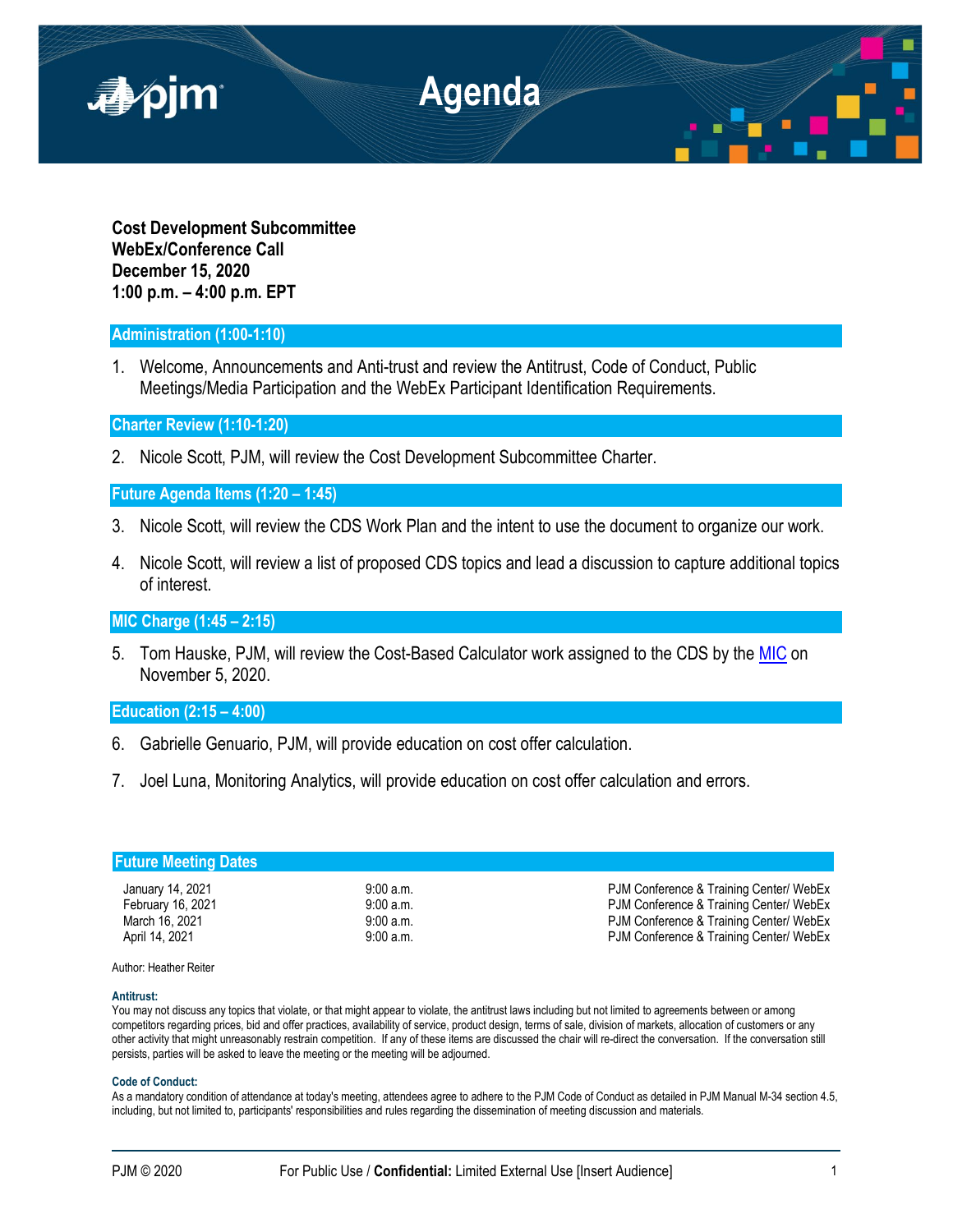# Agenda

**Cost Development Subcommittee**
**WebEx/Conference Call**
**December 15, 2020**
**1:00 p.m. – 4:00 p.m. EPT**

## Administration (1:00-1:10)

1. Welcome, Announcements and Anti-trust and review the Antitrust, Code of Conduct, Public Meetings/Media Participation and the WebEx Participant Identification Requirements.

## Charter Review (1:10-1:20)

2. Nicole Scott, PJM, will review the Cost Development Subcommittee Charter.

## Future Agenda Items (1:20 – 1:45)

3. Nicole Scott, will review the CDS Work Plan and the intent to use the document to organize our work.

4. Nicole Scott, will review a list of proposed CDS topics and lead a discussion to capture additional topics of interest.

## MIC Charge (1:45 – 2:15)

5. Tom Hauske, PJM, will review the Cost-Based Calculator work assigned to the CDS by the MIC on November 5, 2020.

## Education (2:15 – 4:00)

6. Gabrielle Genuario, PJM, will provide education on cost offer calculation.

7. Joel Luna, Monitoring Analytics, will provide education on cost offer calculation and errors.

## Future Meeting Dates

| | | |
|---|---|---|
| January 14, 2021 | 9:00 a.m. | PJM Conference & Training Center/ WebEx |
| February 16, 2021 | 9:00 a.m. | PJM Conference & Training Center/ WebEx |
| March 16, 2021 | 9:00 a.m. | PJM Conference & Training Center/ WebEx |
| April 14, 2021 | 9:00 a.m. | PJM Conference & Training Center/ WebEx |

Author: Heather Reiter

**Antitrust:**
You may not discuss any topics that violate, or that might appear to violate, the antitrust laws including but not limited to agreements between or among competitors regarding prices, bid and offer practices, availability of service, product design, terms of sale, division of markets, allocation of customers or any other activity that might unreasonably restrain competition. If any of these items are discussed the chair will re-direct the conversation. If the conversation still persists, parties will be asked to leave the meeting or the meeting will be adjourned.

**Code of Conduct:**
As a mandatory condition of attendance at today's meeting, attendees agree to adhere to the PJM Code of Conduct as detailed in PJM Manual M-34 section 4.5, including, but not limited to, participants' responsibilities and rules regarding the dissemination of meeting discussion and materials.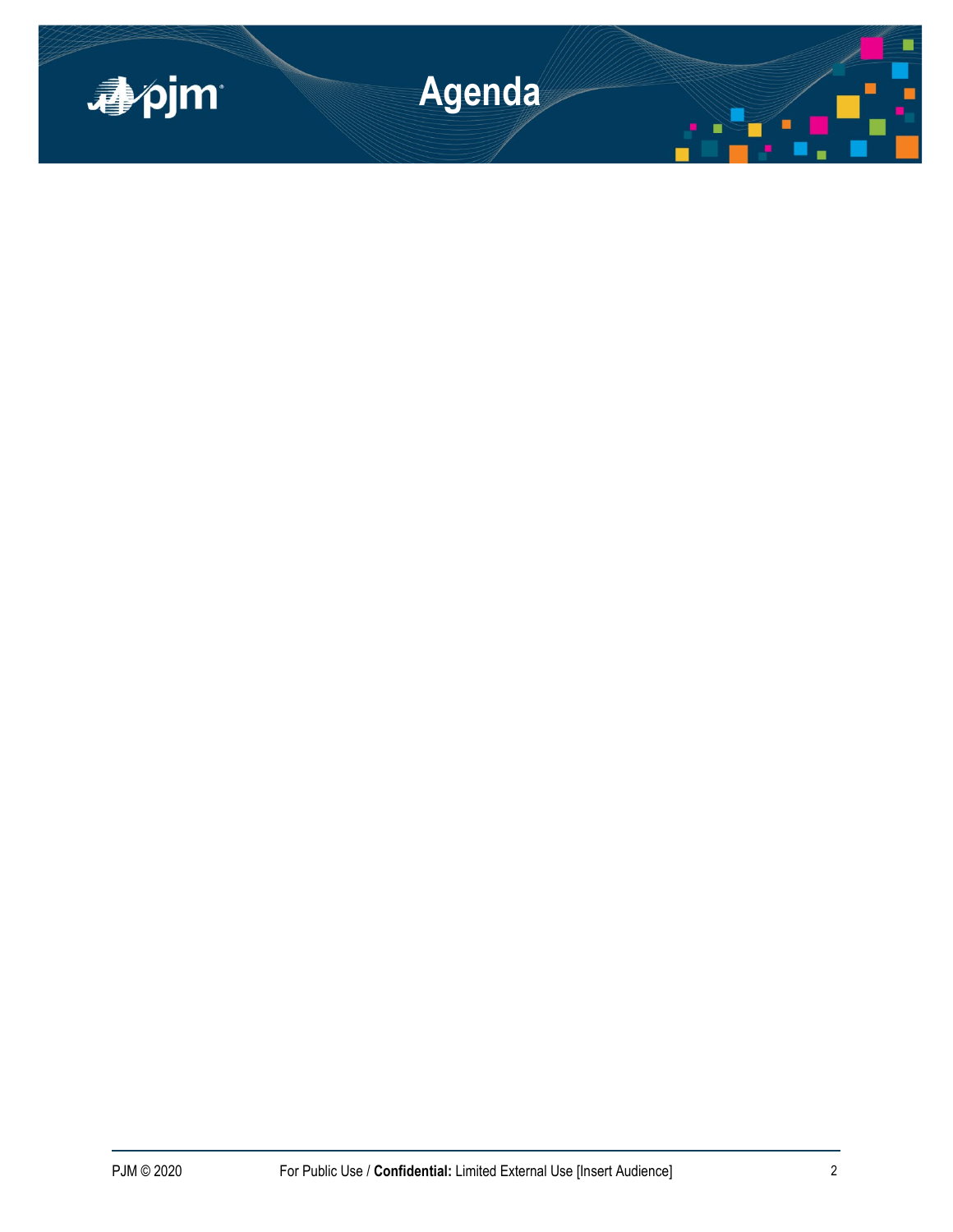# Agenda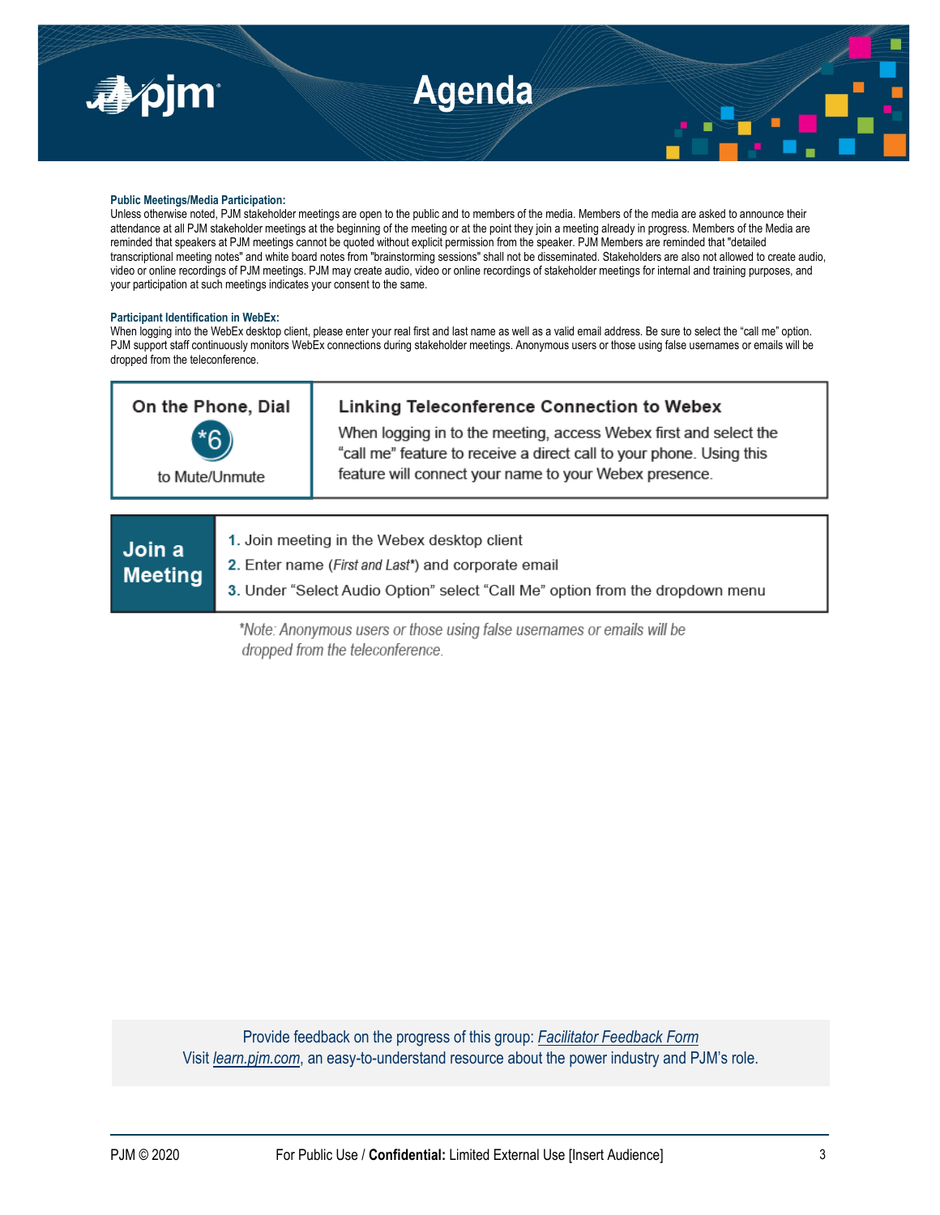# Agenda

**Public Meetings/Media Participation:**

Unless otherwise noted, PJM stakeholder meetings are open to the public and to members of the media. Members of the media are asked to announce their attendance at all PJM stakeholder meetings at the beginning of the meeting or at the point they join a meeting already in progress. Members of the Media are reminded that speakers at PJM meetings cannot be quoted without explicit permission from the speaker. PJM Members are reminded that "detailed transcriptional meeting notes" and white board notes from "brainstorming sessions" shall not be disseminated. Stakeholders are also not allowed to create audio, video or online recordings of PJM meetings. PJM may create audio, video or online recordings of stakeholder meetings for internal and training purposes, and your participation at such meetings indicates your consent to the same.

**Participant Identification in WebEx:**

When logging into the WebEx desktop client, please enter your real first and last name as well as a valid email address. Be sure to select the "call me" option. PJM support staff continuously monitors WebEx connections during stakeholder meetings. Anonymous users or those using false usernames or emails will be dropped from the teleconference.

| On the Phone, Dial *6 to Mute/Unmute | Linking Teleconference Connection to Webex |
| --- | --- |
| | When logging in to the meeting, access Webex first and select the "call me" feature to receive a direct call to your phone. Using this feature will connect your name to your Webex presence. |

**Join a Meeting**

1. Join meeting in the Webex desktop client
2. Enter name (*First and Last\**) and corporate email
3. Under "Select Audio Option" select "Call Me" option from the dropdown menu

*\*Note: Anonymous users or those using false usernames or emails will be dropped from the teleconference.*

Provide feedback on the progress of this group: *Facilitator Feedback Form*
Visit *learn.pjm.com*, an easy-to-understand resource about the power industry and PJM's role.

PJM © 2020 For Public Use / **Confidential:** Limited External Use [Insert Audience]